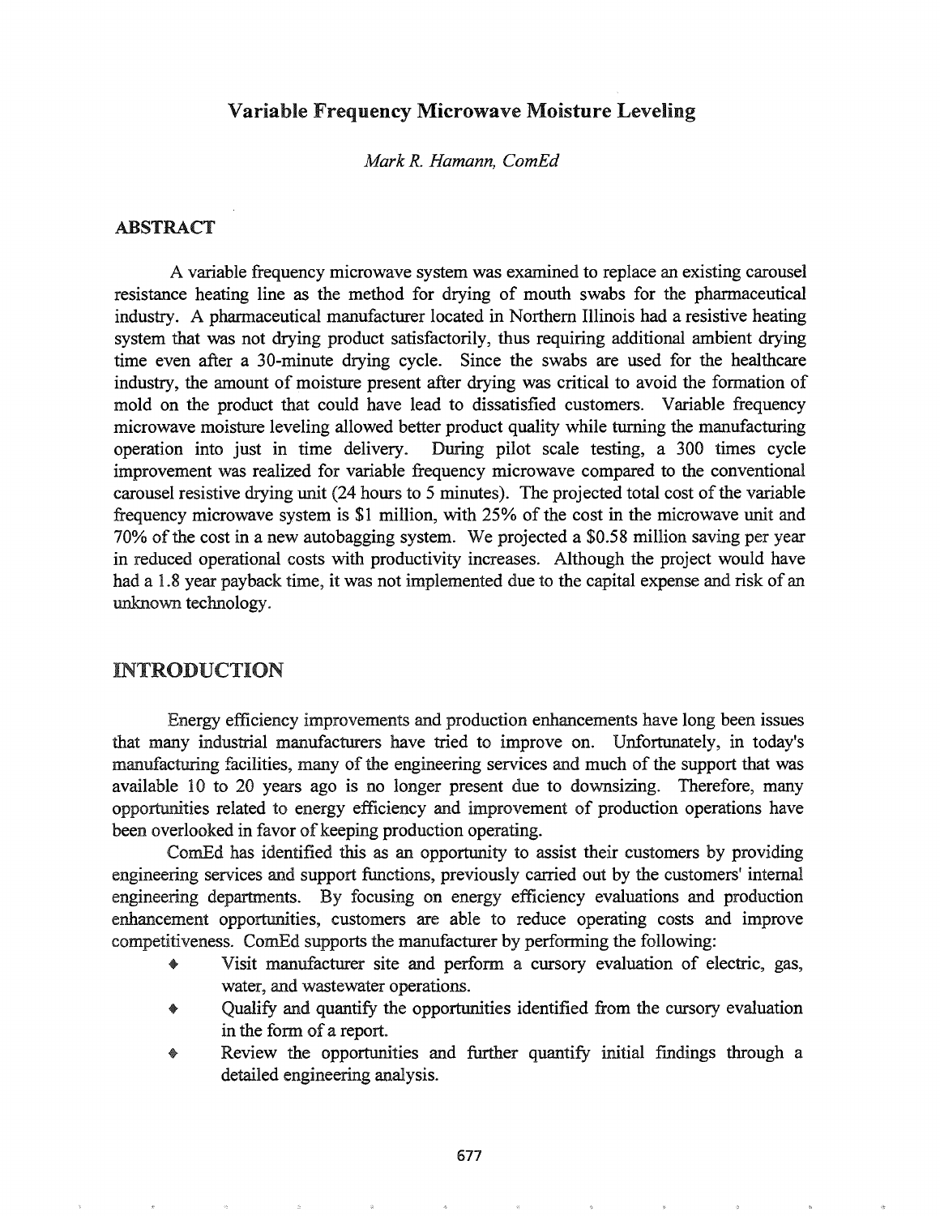# Variable Frequency Microwave Moisture Leveling

*Mark R. Hamann, ComEd*

## ABSTRACT

A variable frequency microwave system was examined to replace an existing carousel resistance heating line as the method for drying of mouth swabs for the pharmaceutical industry. A pharmaceutical manufacturer located in Northern Illinois had a resistive heating system that was not drying product satisfactorily, thus requiring additional ambient drying time even after a 30-minute drying cycle. Since the swabs are used for the healthcare industry, the amount of moisture present after drying was critical to avoid the formation of mold on the product that could have lead to dissatisfied customers. Variable frequency microwave moisture leveling allowed better product quality while turning the manufacturing operation into just in time delivery. During pilot scale testing, a 300 times cycle improvement was realized for variable frequency microwave compared to the conventional carousel resistive drying unit (24 hours to 5 minutes). The projected total cost of the variable frequency microwave system is $1 million, with 25% of the cost in the microwave unit and 70% of the cost in a new autobagging system. We projected a $0.58 million saving per year in reduced operational costs with productivity increases. Although the project would have had a 1.8 year payback time, it was not implemented due to the capital expense and risk of an unknown technology.

## INTRODUCTION

Energy efficiency improvements and production enhancements have long been issues that many industrial manufacturers have tried to improve on. Unfortunately, in today's manufacturing facilities, many of the engineering services and much of the support that was available 10 to 20 years ago is no longer present due to downsizing. Therefore, many opportunities related to energy efficiency and improvement of production operations have been overlooked in favor of keeping production operating.

ComEd has identified this as an opportunity to assist their customers by providing engineering services and support functions, previously carried out by the customers' internal engineering departments. By focusing on energy efficiency evaluations and production enhancement opportunities, customers are able to reduce operating costs and improve competitiveness. ComEd supports the manufacturer by performing the following:

- Visit manufacturer site and perform a cursory evaluation of electric, gas, water, and wastewater operations.
- Qualify and quantify the opportunities identified from the cursory evaluation in the form of a report.
- Review the opportunities and further quantify initial findings through a detailed engineering analysis.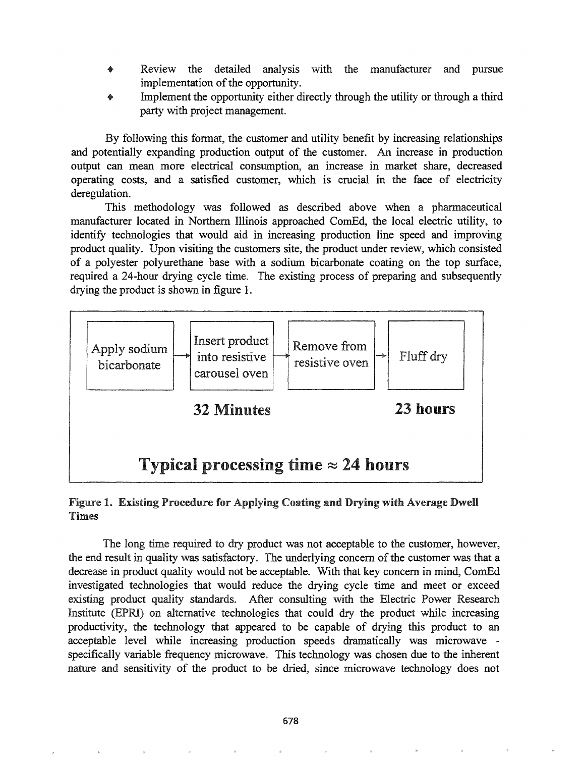- Review the detailed analysis with the manufacturer and pursue implementation of the opportunity.
- Implement the opportunity either directly through the utility or through a third party with project management.

By following this format, the customer and utility benefit by increasing relationships and potentially expanding production output of the customer. An increase in production output can mean more electrical consumption, an increase in market share, decreased operating costs, and a satisfied customer, which is crucial in the face of electricity deregulation.

This methodology was followed as described above when a pharmaceutical manufacturer located in Northern Illinois approached ComEd, the local electric utility, to identify technologies that would aid in increasing production line speed and improving product quality. Upon visiting the customers site, the product under review, which consisted of a polyester polyurethane base with a sodium bicarbonate coating on the top surface, required a 24-hour drying cycle time. The existing process of preparing and subsequently drying the product is shown in figure 1.

Apply sodium bicarbonate → Insert product into resistive carousel oven → Remove from resistive oven → Fluff dry

**32 Minutes** **23 hours**

**Typical processing time ≈ 24 hours**

**Figure 1. Existing Procedure for Applying Coating and Drying with Average Dwell Times**

The long time required to dry product was not acceptable to the customer, however, the end result in quality was satisfactory. The underlying concern of the customer was that a decrease in product quality would not be acceptable. With that key concern in mind, ComEd investigated technologies that would reduce the drying cycle time and meet or exceed existing product quality standards. After consulting with the Electric Power Research Institute (EPRI) on alternative technologies that could dry the product while increasing productivity, the technology that appeared to be capable of drying this product to an acceptable level while increasing production speeds dramatically was microwave - specifically variable frequency microwave. This technology was chosen due to the inherent nature and sensitivity of the product to be dried, since microwave technology does not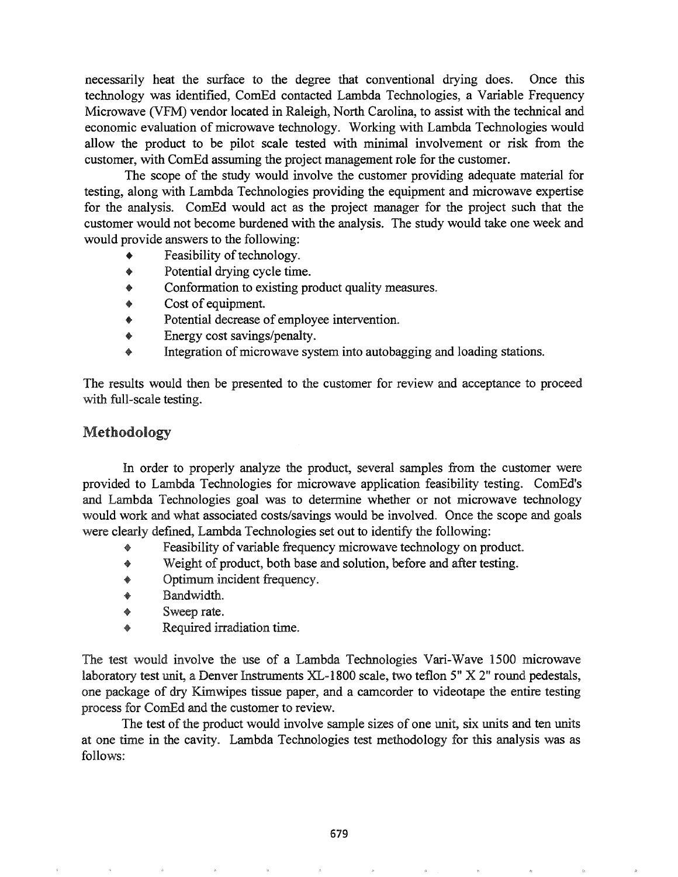necessarily heat the surface to the degree that conventional drying does. Once this technology was identified, ComEd contacted Lambda Technologies, a Variable Frequency Microwave (VFM) vendor located in Raleigh, North Carolina, to assist with the technical and economic evaluation of microwave technology. Working with Lambda Technologies would allow the product to be pilot scale tested with minimal involvement or risk from the customer, with ComEd assuming the project management role for the customer.

The scope of the study would involve the customer providing adequate material for testing, along with Lambda Technologies providing the equipment and microwave expertise for the analysis. ComEd would act as the project manager for the project such that the customer would not become burdened with the analysis. The study would take one week and would provide answers to the following:

- Feasibility of technology.
- Potential drying cycle time.
- Conformation to existing product quality measures.
- Cost of equipment.
- Potential decrease of employee intervention.
- Energy cost savings/penalty.
- Integration of microwave system into autobagging and loading stations.

The results would then be presented to the customer for review and acceptance to proceed with full-scale testing.

## Methodology

In order to properly analyze the product, several samples from the customer were provided to Lambda Technologies for microwave application feasibility testing. ComEd's and Lambda Technologies goal was to determine whether or not microwave technology would work and what associated costs/savings would be involved. Once the scope and goals were clearly defined, Lambda Technologies set out to identify the following:

- Feasibility of variable frequency microwave technology on product.
- Weight of product, both base and solution, before and after testing.
- Optimum incident frequency.
- Bandwidth.
- Sweep rate.
- Required irradiation time.

The test would involve the use of a Lambda Technologies Vari-Wave 1500 microwave laboratory test unit, a Denver Instruments XL-1800 scale, two teflon 5" X 2" round pedestals, one package of dry Kimwipes tissue paper, and a camcorder to videotape the entire testing process for ComEd and the customer to review.

The test of the product would involve sample sizes of one unit, six units and ten units at one time in the cavity. Lambda Technologies test methodology for this analysis was as follows: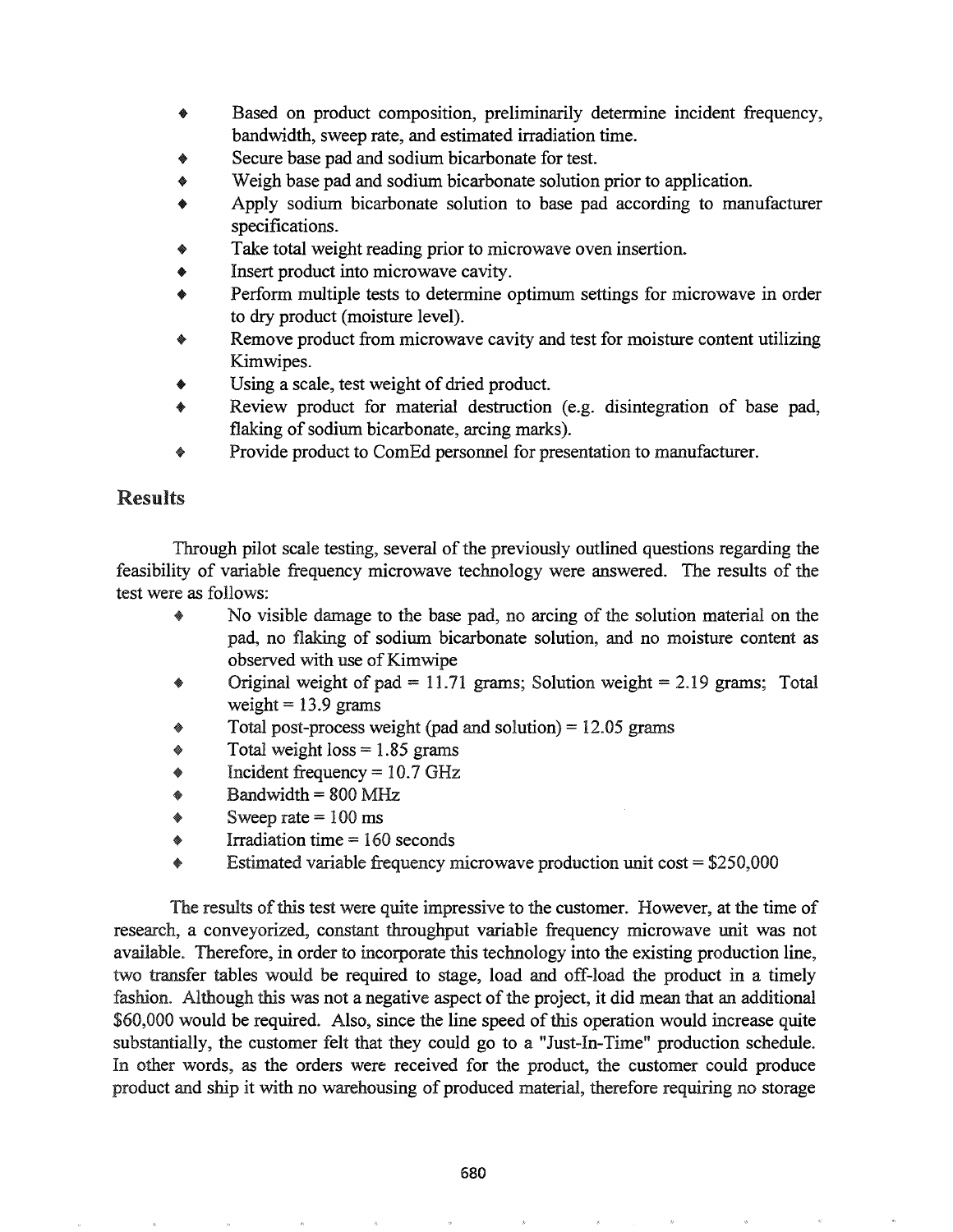- Based on product composition, preliminarily determine incident frequency, bandwidth, sweep rate, and estimated irradiation time.
- Secure base pad and sodium bicarbonate for test.
- Weigh base pad and sodium bicarbonate solution prior to application.
- Apply sodium bicarbonate solution to base pad according to manufacturer specifications.
- Take total weight reading prior to microwave oven insertion.
- Insert product into microwave cavity.
- Perform multiple tests to determine optimum settings for microwave in order to dry product (moisture level).
- Remove product from microwave cavity and test for moisture content utilizing Kimwipes.
- Using a scale, test weight of dried product.
- Review product for material destruction (e.g. disintegration of base pad, flaking of sodium bicarbonate, arcing marks).
- Provide product to ComEd personnel for presentation to manufacturer.

## Results

Through pilot scale testing, several of the previously outlined questions regarding the feasibility of variable frequency microwave technology were answered. The results of the test were as follows:

- No visible damage to the base pad, no arcing of the solution material on the pad, no flaking of sodium bicarbonate solution, and no moisture content as observed with use of Kimwipe
- Original weight of pad = 11.71 grams; Solution weight = 2.19 grams; Total weight = 13.9 grams
- Total post-process weight (pad and solution) = 12.05 grams
- Total weight loss = 1.85 grams
- Incident frequency = 10.7 GHz
- Bandwidth = 800 MHz
- Sweep rate = 100 ms
- Irradiation time = 160 seconds
- Estimated variable frequency microwave production unit cost = $250,000

The results of this test were quite impressive to the customer. However, at the time of research, a conveyorized, constant throughput variable frequency microwave unit was not available. Therefore, in order to incorporate this technology into the existing production line, two transfer tables would be required to stage, load and off-load the product in a timely fashion. Although this was not a negative aspect of the project, it did mean that an additional $60,000 would be required. Also, since the line speed of this operation would increase quite substantially, the customer felt that they could go to a "Just-In-Time" production schedule. In other words, as the orders were received for the product, the customer could produce product and ship it with no warehousing of produced material, therefore requiring no storage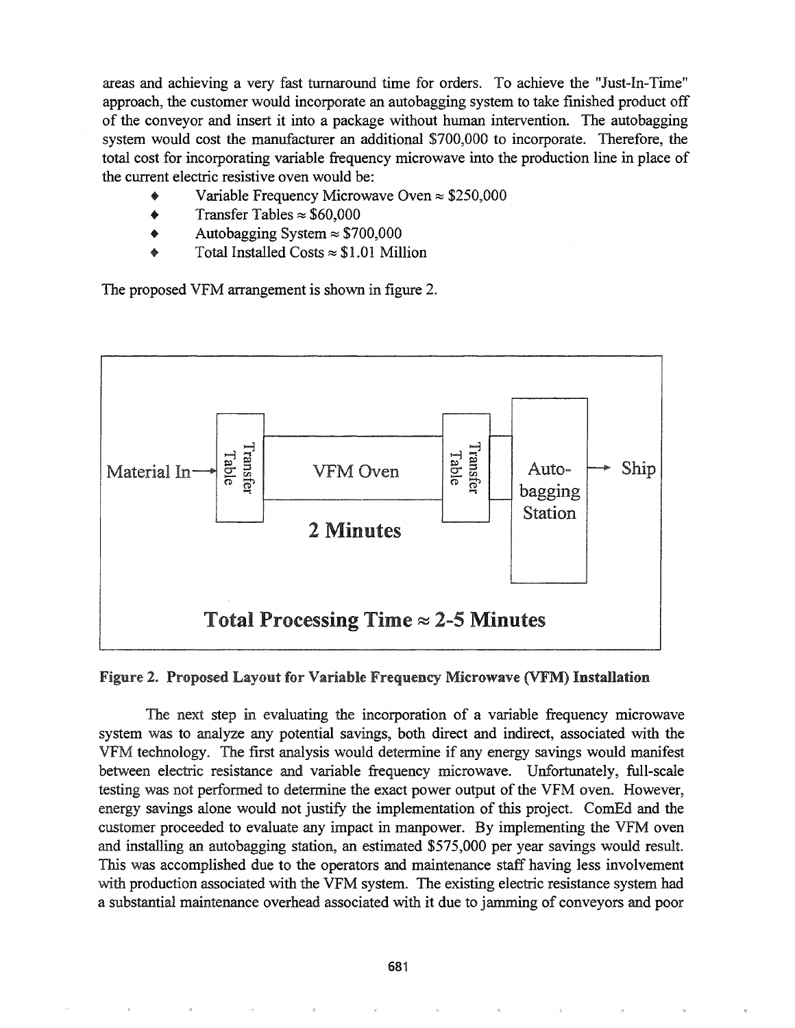areas and achieving a very fast turnaround time for orders. To achieve the "Just-In-Time" approach, the customer would incorporate an autobagging system to take finished product off of the conveyor and insert it into a package without human intervention. The autobagging system would cost the manufacturer an additional $700,000 to incorporate. Therefore, the total cost for incorporating variable frequency microwave into the production line in place of the current electric resistive oven would be:

- Variable Frequency Microwave Oven ≈ $250,000
- Transfer Tables ≈ $60,000
- Autobagging System ≈ $700,000
- Total Installed Costs ≈ $1.01 Million

The proposed VFM arrangement is shown in figure 2.

Material In → Transfer Table → VFM Oven → Transfer Table → Auto-bagging Station → Ship

2 Minutes

**Total Processing Time ≈ 2-5 Minutes**

**Figure 2. Proposed Layout for Variable Frequency Microwave (VFM) Installation**

The next step in evaluating the incorporation of a variable frequency microwave system was to analyze any potential savings, both direct and indirect, associated with the VFM technology. The first analysis would determine if any energy savings would manifest between electric resistance and variable frequency microwave. Unfortunately, full-scale testing was not performed to determine the exact power output of the VFM oven. However, energy savings alone would not justify the implementation of this project. ComEd and the customer proceeded to evaluate any impact in manpower. By implementing the VFM oven and installing an autobagging station, an estimated $575,000 per year savings would result. This was accomplished due to the operators and maintenance staff having less involvement with production associated with the VFM system. The existing electric resistance system had a substantial maintenance overhead associated with it due to jamming of conveyors and poor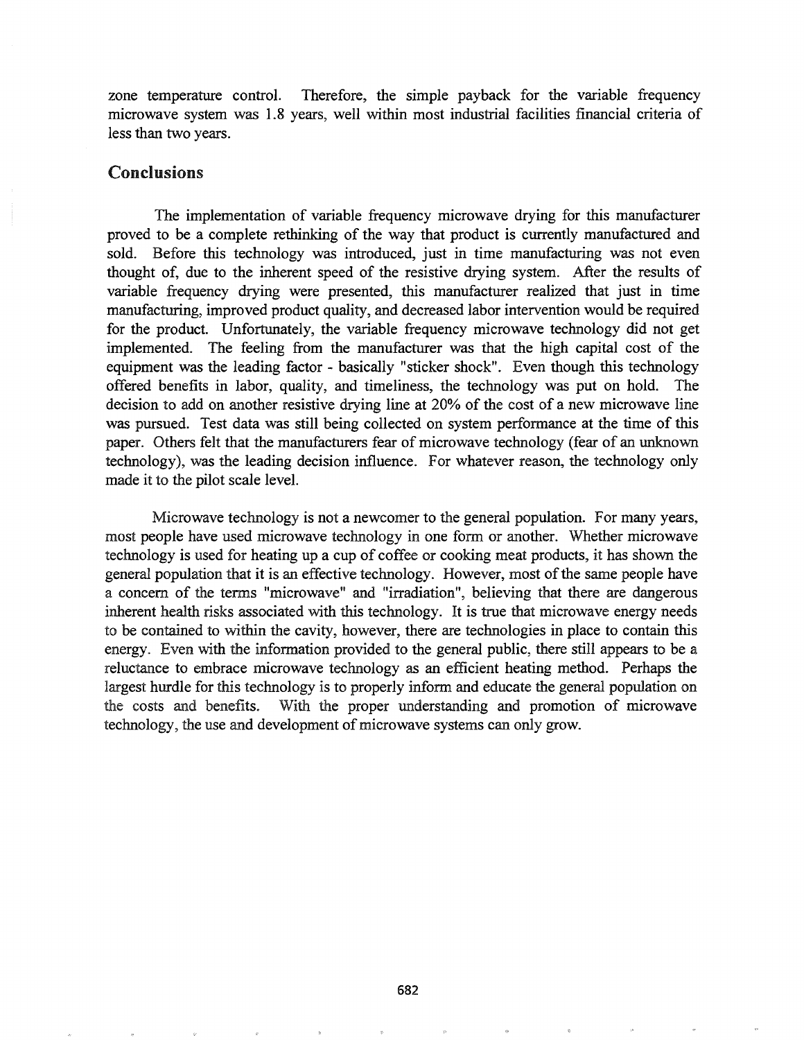zone temperature control. Therefore, the simple payback for the variable frequency microwave system was 1.8 years, well within most industrial facilities financial criteria of less than two years.

## Conclusions

The implementation of variable frequency microwave drying for this manufacturer proved to be a complete rethinking of the way that product is currently manufactured and sold. Before this technology was introduced, just in time manufacturing was not even thought of, due to the inherent speed of the resistive drying system. After the results of variable frequency drying were presented, this manufacturer realized that just in time manufacturing, improved product quality, and decreased labor intervention would be required for the product. Unfortunately, the variable frequency microwave technology did not get implemented. The feeling from the manufacturer was that the high capital cost of the equipment was the leading factor - basically "sticker shock". Even though this technology offered benefits in labor, quality, and timeliness, the technology was put on hold. The decision to add on another resistive drying line at 20% of the cost of a new microwave line was pursued. Test data was still being collected on system performance at the time of this paper. Others felt that the manufacturers fear of microwave technology (fear of an unknown technology), was the leading decision influence. For whatever reason, the technology only made it to the pilot scale level.

Microwave technology is not a newcomer to the general population. For many years, most people have used microwave technology in one form or another. Whether microwave technology is used for heating up a cup of coffee or cooking meat products, it has shown the general population that it is an effective technology. However, most of the same people have a concern of the terms "microwave" and "irradiation", believing that there are dangerous inherent health risks associated with this technology. It is true that microwave energy needs to be contained to within the cavity, however, there are technologies in place to contain this energy. Even with the information provided to the general public, there still appears to be a reluctance to embrace microwave technology as an efficient heating method. Perhaps the largest hurdle for this technology is to properly inform and educate the general population on the costs and benefits. With the proper understanding and promotion of microwave technology, the use and development of microwave systems can only grow.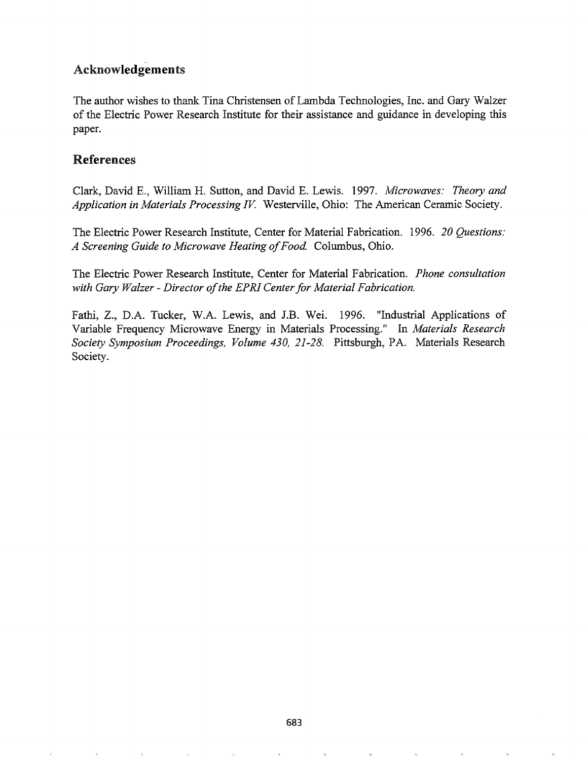## Acknowledgements

The author wishes to thank Tina Christensen of Lambda Technologies, Inc. and Gary Walzer of the Electric Power Research Institute for their assistance and guidance in developing this paper.

## References

Clark, David E., William H. Sutton, and David E. Lewis. 1997. *Microwaves: Theory and Application in Materials Processing IV.* Westerville, Ohio: The American Ceramic Society.

The Electric Power Research Institute, Center for Material Fabrication. 1996. *20 Questions: A Screening Guide to Microwave Heating of Food.* Columbus, Ohio.

The Electric Power Research Institute, Center for Material Fabrication. *Phone consultation with Gary Walzer - Director of the EPRI Center for Material Fabrication.*

Fathi, Z., D.A. Tucker, W.A. Lewis, and J.B. Wei. 1996. "Industrial Applications of Variable Frequency Microwave Energy in Materials Processing." In *Materials Research Society Symposium Proceedings, Volume 430, 21-28.* Pittsburgh, PA. Materials Research Society.